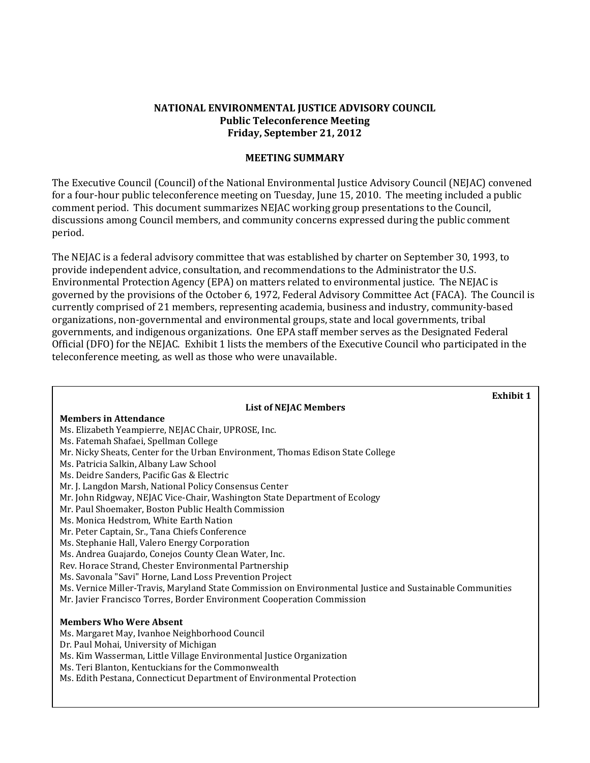# NATIONAL ENVIRONMENTAL JUSTICE ADVISORY COUNCIL
## Public Teleconference Meeting
## Friday, September 21, 2012

### MEETING SUMMARY

The Executive Council (Council) of the National Environmental Justice Advisory Council (NEJAC) convened for a four-hour public teleconference meeting on Tuesday, June 15, 2010. The meeting included a public comment period. This document summarizes NEJAC working group presentations to the Council, discussions among Council members, and community concerns expressed during the public comment period.

The NEJAC is a federal advisory committee that was established by charter on September 30, 1993, to provide independent advice, consultation, and recommendations to the Administrator the U.S. Environmental Protection Agency (EPA) on matters related to environmental justice. The NEJAC is governed by the provisions of the October 6, 1972, Federal Advisory Committee Act (FACA). The Council is currently comprised of 21 members, representing academia, business and industry, community-based organizations, non-governmental and environmental groups, state and local governments, tribal governments, and indigenous organizations. One EPA staff member serves as the Designated Federal Official (DFO) for the NEJAC. Exhibit 1 lists the members of the Executive Council who participated in the teleconference meeting, as well as those who were unavailable.

**Exhibit 1**

**List of NEJAC Members**

**Members in Attendance**

Ms. Elizabeth Yeampierre, NEJAC Chair, UPROSE, Inc.
Ms. Fatemah Shafaei, Spellman College
Mr. Nicky Sheats, Center for the Urban Environment, Thomas Edison State College
Ms. Patricia Salkin, Albany Law School
Ms. Deidre Sanders, Pacific Gas & Electric
Mr. J. Langdon Marsh, National Policy Consensus Center
Mr. John Ridgway, NEJAC Vice-Chair, Washington State Department of Ecology
Mr. Paul Shoemaker, Boston Public Health Commission
Ms. Monica Hedstrom, White Earth Nation
Mr. Peter Captain, Sr., Tana Chiefs Conference
Ms. Stephanie Hall, Valero Energy Corporation
Ms. Andrea Guajardo, Conejos County Clean Water, Inc.
Rev. Horace Strand, Chester Environmental Partnership
Ms. Savonala "Savi" Horne, Land Loss Prevention Project
Ms. Vernice Miller-Travis, Maryland State Commission on Environmental Justice and Sustainable Communities
Mr. Javier Francisco Torres, Border Environment Cooperation Commission

**Members Who Were Absent**

Ms. Margaret May, Ivanhoe Neighborhood Council
Dr. Paul Mohai, University of Michigan
Ms. Kim Wasserman, Little Village Environmental Justice Organization
Ms. Teri Blanton, Kentuckians for the Commonwealth
Ms. Edith Pestana, Connecticut Department of Environmental Protection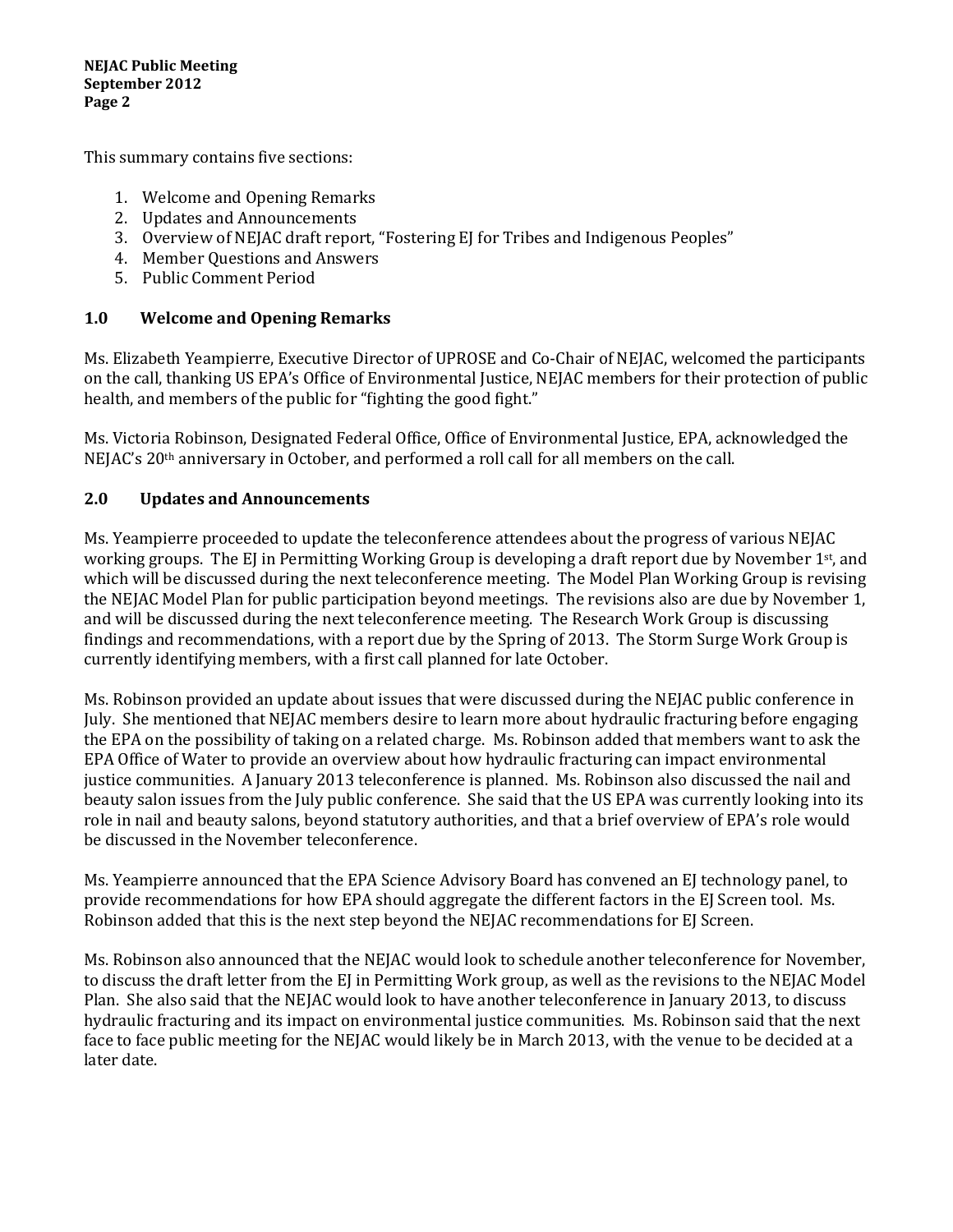This summary contains five sections:

1. Welcome and Opening Remarks
2. Updates and Announcements
3. Overview of NEJAC draft report, "Fostering EJ for Tribes and Indigenous Peoples"
4. Member Questions and Answers
5. Public Comment Period

## 1.0 Welcome and Opening Remarks

Ms. Elizabeth Yeampierre, Executive Director of UPROSE and Co-Chair of NEJAC, welcomed the participants on the call, thanking US EPA's Office of Environmental Justice, NEJAC members for their protection of public health, and members of the public for "fighting the good fight."

Ms. Victoria Robinson, Designated Federal Office, Office of Environmental Justice, EPA, acknowledged the NEJAC's 20th anniversary in October, and performed a roll call for all members on the call.

## 2.0 Updates and Announcements

Ms. Yeampierre proceeded to update the teleconference attendees about the progress of various NEJAC working groups. The EJ in Permitting Working Group is developing a draft report due by November 1st, and which will be discussed during the next teleconference meeting. The Model Plan Working Group is revising the NEJAC Model Plan for public participation beyond meetings. The revisions also are due by November 1, and will be discussed during the next teleconference meeting. The Research Work Group is discussing findings and recommendations, with a report due by the Spring of 2013. The Storm Surge Work Group is currently identifying members, with a first call planned for late October.

Ms. Robinson provided an update about issues that were discussed during the NEJAC public conference in July. She mentioned that NEJAC members desire to learn more about hydraulic fracturing before engaging the EPA on the possibility of taking on a related charge. Ms. Robinson added that members want to ask the EPA Office of Water to provide an overview about how hydraulic fracturing can impact environmental justice communities. A January 2013 teleconference is planned. Ms. Robinson also discussed the nail and beauty salon issues from the July public conference. She said that the US EPA was currently looking into its role in nail and beauty salons, beyond statutory authorities, and that a brief overview of EPA's role would be discussed in the November teleconference.

Ms. Yeampierre announced that the EPA Science Advisory Board has convened an EJ technology panel, to provide recommendations for how EPA should aggregate the different factors in the EJ Screen tool. Ms. Robinson added that this is the next step beyond the NEJAC recommendations for EJ Screen.

Ms. Robinson also announced that the NEJAC would look to schedule another teleconference for November, to discuss the draft letter from the EJ in Permitting Work group, as well as the revisions to the NEJAC Model Plan. She also said that the NEJAC would look to have another teleconference in January 2013, to discuss hydraulic fracturing and its impact on environmental justice communities. Ms. Robinson said that the next face to face public meeting for the NEJAC would likely be in March 2013, with the venue to be decided at a later date.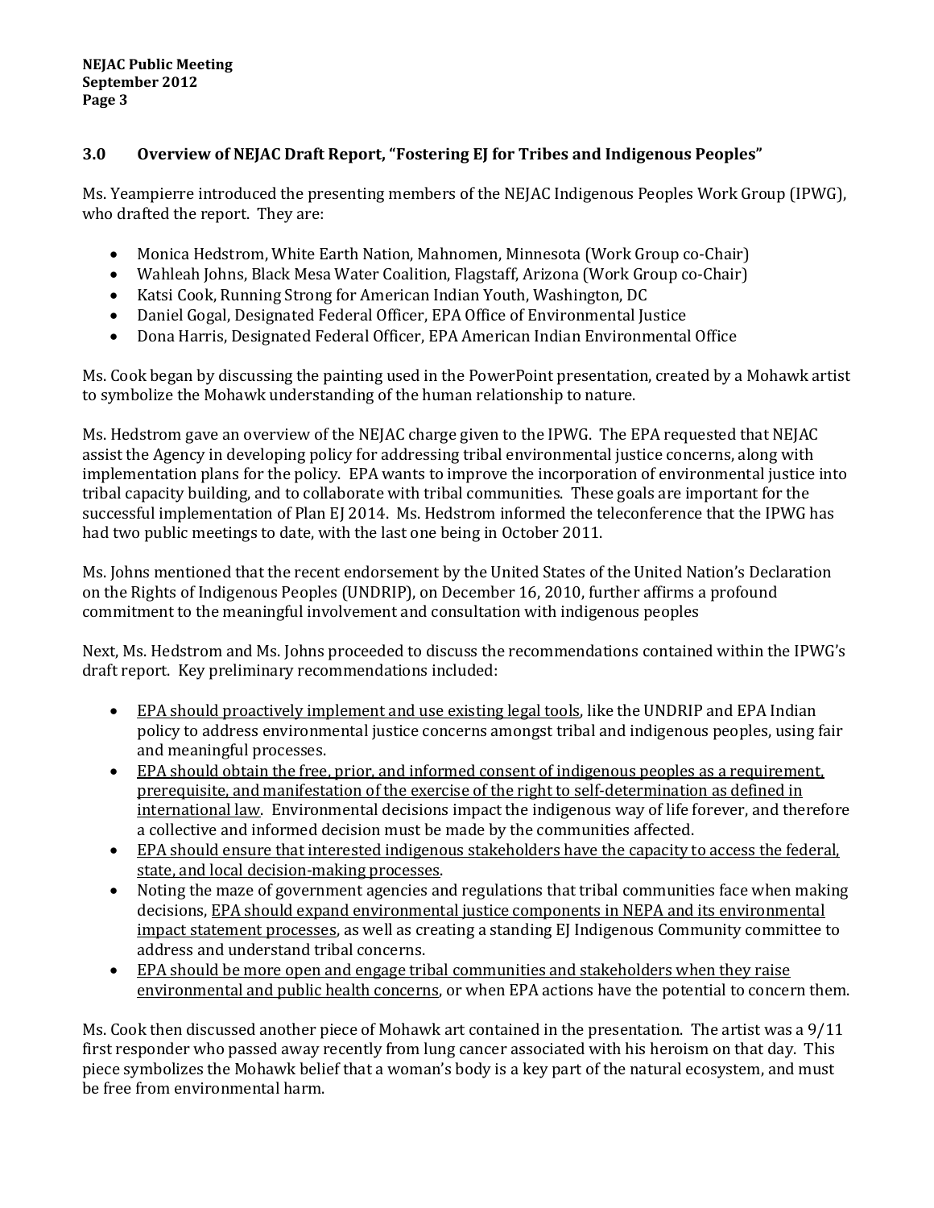## 3.0 Overview of NEJAC Draft Report, "Fostering EJ for Tribes and Indigenous Peoples"

Ms. Yeampierre introduced the presenting members of the NEJAC Indigenous Peoples Work Group (IPWG), who drafted the report. They are:

- Monica Hedstrom, White Earth Nation, Mahnomen, Minnesota (Work Group co-Chair)
- Wahleah Johns, Black Mesa Water Coalition, Flagstaff, Arizona (Work Group co-Chair)
- Katsi Cook, Running Strong for American Indian Youth, Washington, DC
- Daniel Gogal, Designated Federal Officer, EPA Office of Environmental Justice
- Dona Harris, Designated Federal Officer, EPA American Indian Environmental Office

Ms. Cook began by discussing the painting used in the PowerPoint presentation, created by a Mohawk artist to symbolize the Mohawk understanding of the human relationship to nature.

Ms. Hedstrom gave an overview of the NEJAC charge given to the IPWG. The EPA requested that NEJAC assist the Agency in developing policy for addressing tribal environmental justice concerns, along with implementation plans for the policy. EPA wants to improve the incorporation of environmental justice into tribal capacity building, and to collaborate with tribal communities. These goals are important for the successful implementation of Plan EJ 2014. Ms. Hedstrom informed the teleconference that the IPWG has had two public meetings to date, with the last one being in October 2011.

Ms. Johns mentioned that the recent endorsement by the United States of the United Nation's Declaration on the Rights of Indigenous Peoples (UNDRIP), on December 16, 2010, further affirms a profound commitment to the meaningful involvement and consultation with indigenous peoples

Next, Ms. Hedstrom and Ms. Johns proceeded to discuss the recommendations contained within the IPWG's draft report. Key preliminary recommendations included:

- <u>EPA should proactively implement and use existing legal tools</u>, like the UNDRIP and EPA Indian policy to address environmental justice concerns amongst tribal and indigenous peoples, using fair and meaningful processes.
- <u>EPA should obtain the free, prior, and informed consent of indigenous peoples as a requirement, prerequisite, and manifestation of the exercise of the right to self-determination as defined in international law</u>. Environmental decisions impact the indigenous way of life forever, and therefore a collective and informed decision must be made by the communities affected.
- <u>EPA should ensure that interested indigenous stakeholders have the capacity to access the federal, state, and local decision-making processes</u>.
- Noting the maze of government agencies and regulations that tribal communities face when making decisions, <u>EPA should expand environmental justice components in NEPA and its environmental impact statement processes</u>, as well as creating a standing EJ Indigenous Community committee to address and understand tribal concerns.
- <u>EPA should be more open and engage tribal communities and stakeholders when they raise environmental and public health concerns</u>, or when EPA actions have the potential to concern them.

Ms. Cook then discussed another piece of Mohawk art contained in the presentation. The artist was a 9/11 first responder who passed away recently from lung cancer associated with his heroism on that day. This piece symbolizes the Mohawk belief that a woman's body is a key part of the natural ecosystem, and must be free from environmental harm.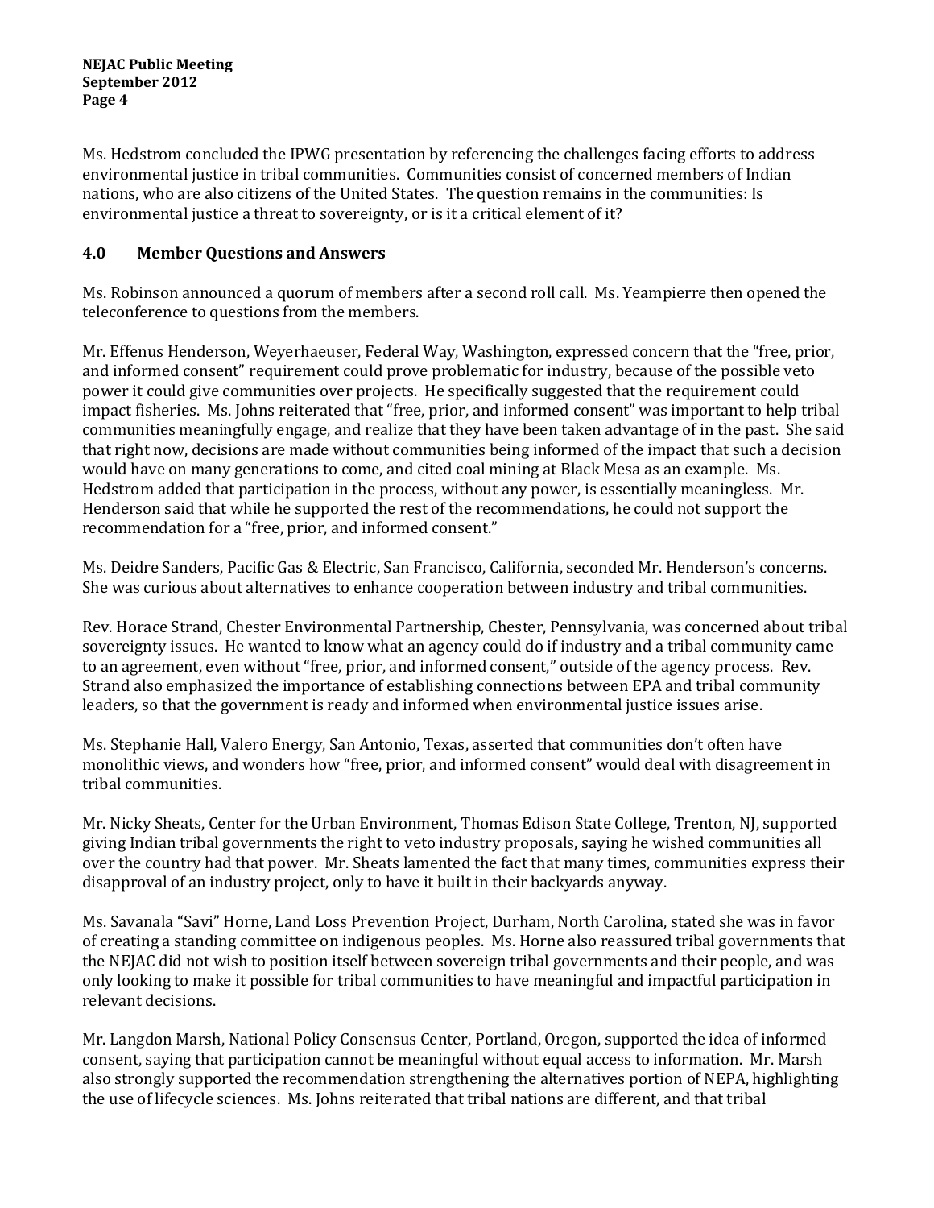Ms. Hedstrom concluded the IPWG presentation by referencing the challenges facing efforts to address environmental justice in tribal communities. Communities consist of concerned members of Indian nations, who are also citizens of the United States. The question remains in the communities: Is environmental justice a threat to sovereignty, or is it a critical element of it?

## 4.0 Member Questions and Answers

Ms. Robinson announced a quorum of members after a second roll call. Ms. Yeampierre then opened the teleconference to questions from the members.

Mr. Effenus Henderson, Weyerhaeuser, Federal Way, Washington, expressed concern that the "free, prior, and informed consent" requirement could prove problematic for industry, because of the possible veto power it could give communities over projects. He specifically suggested that the requirement could impact fisheries. Ms. Johns reiterated that "free, prior, and informed consent" was important to help tribal communities meaningfully engage, and realize that they have been taken advantage of in the past. She said that right now, decisions are made without communities being informed of the impact that such a decision would have on many generations to come, and cited coal mining at Black Mesa as an example. Ms. Hedstrom added that participation in the process, without any power, is essentially meaningless. Mr. Henderson said that while he supported the rest of the recommendations, he could not support the recommendation for a "free, prior, and informed consent."

Ms. Deidre Sanders, Pacific Gas & Electric, San Francisco, California, seconded Mr. Henderson's concerns. She was curious about alternatives to enhance cooperation between industry and tribal communities.

Rev. Horace Strand, Chester Environmental Partnership, Chester, Pennsylvania, was concerned about tribal sovereignty issues. He wanted to know what an agency could do if industry and a tribal community came to an agreement, even without "free, prior, and informed consent," outside of the agency process. Rev. Strand also emphasized the importance of establishing connections between EPA and tribal community leaders, so that the government is ready and informed when environmental justice issues arise.

Ms. Stephanie Hall, Valero Energy, San Antonio, Texas, asserted that communities don't often have monolithic views, and wonders how "free, prior, and informed consent" would deal with disagreement in tribal communities.

Mr. Nicky Sheats, Center for the Urban Environment, Thomas Edison State College, Trenton, NJ, supported giving Indian tribal governments the right to veto industry proposals, saying he wished communities all over the country had that power. Mr. Sheats lamented the fact that many times, communities express their disapproval of an industry project, only to have it built in their backyards anyway.

Ms. Savanala "Savi" Horne, Land Loss Prevention Project, Durham, North Carolina, stated she was in favor of creating a standing committee on indigenous peoples. Ms. Horne also reassured tribal governments that the NEJAC did not wish to position itself between sovereign tribal governments and their people, and was only looking to make it possible for tribal communities to have meaningful and impactful participation in relevant decisions.

Mr. Langdon Marsh, National Policy Consensus Center, Portland, Oregon, supported the idea of informed consent, saying that participation cannot be meaningful without equal access to information. Mr. Marsh also strongly supported the recommendation strengthening the alternatives portion of NEPA, highlighting the use of lifecycle sciences. Ms. Johns reiterated that tribal nations are different, and that tribal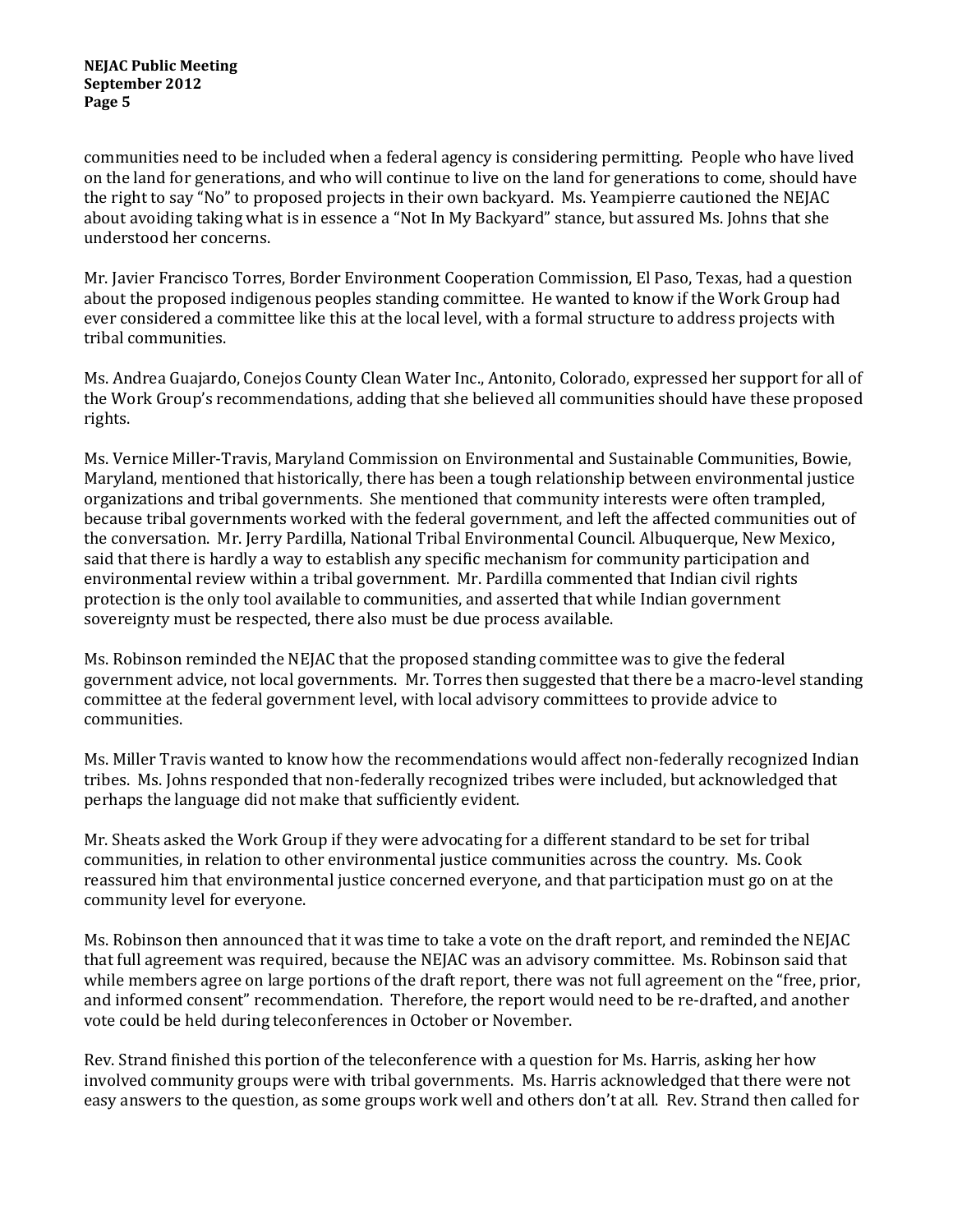communities need to be included when a federal agency is considering permitting. People who have lived on the land for generations, and who will continue to live on the land for generations to come, should have the right to say "No" to proposed projects in their own backyard. Ms. Yeampierre cautioned the NEJAC about avoiding taking what is in essence a "Not In My Backyard" stance, but assured Ms. Johns that she understood her concerns.

Mr. Javier Francisco Torres, Border Environment Cooperation Commission, El Paso, Texas, had a question about the proposed indigenous peoples standing committee. He wanted to know if the Work Group had ever considered a committee like this at the local level, with a formal structure to address projects with tribal communities.

Ms. Andrea Guajardo, Conejos County Clean Water Inc., Antonito, Colorado, expressed her support for all of the Work Group's recommendations, adding that she believed all communities should have these proposed rights.

Ms. Vernice Miller-Travis, Maryland Commission on Environmental and Sustainable Communities, Bowie, Maryland, mentioned that historically, there has been a tough relationship between environmental justice organizations and tribal governments. She mentioned that community interests were often trampled, because tribal governments worked with the federal government, and left the affected communities out of the conversation. Mr. Jerry Pardilla, National Tribal Environmental Council. Albuquerque, New Mexico, said that there is hardly a way to establish any specific mechanism for community participation and environmental review within a tribal government. Mr. Pardilla commented that Indian civil rights protection is the only tool available to communities, and asserted that while Indian government sovereignty must be respected, there also must be due process available.

Ms. Robinson reminded the NEJAC that the proposed standing committee was to give the federal government advice, not local governments. Mr. Torres then suggested that there be a macro-level standing committee at the federal government level, with local advisory committees to provide advice to communities.

Ms. Miller Travis wanted to know how the recommendations would affect non-federally recognized Indian tribes. Ms. Johns responded that non-federally recognized tribes were included, but acknowledged that perhaps the language did not make that sufficiently evident.

Mr. Sheats asked the Work Group if they were advocating for a different standard to be set for tribal communities, in relation to other environmental justice communities across the country. Ms. Cook reassured him that environmental justice concerned everyone, and that participation must go on at the community level for everyone.

Ms. Robinson then announced that it was time to take a vote on the draft report, and reminded the NEJAC that full agreement was required, because the NEJAC was an advisory committee. Ms. Robinson said that while members agree on large portions of the draft report, there was not full agreement on the "free, prior, and informed consent" recommendation. Therefore, the report would need to be re-drafted, and another vote could be held during teleconferences in October or November.

Rev. Strand finished this portion of the teleconference with a question for Ms. Harris, asking her how involved community groups were with tribal governments. Ms. Harris acknowledged that there were not easy answers to the question, as some groups work well and others don't at all. Rev. Strand then called for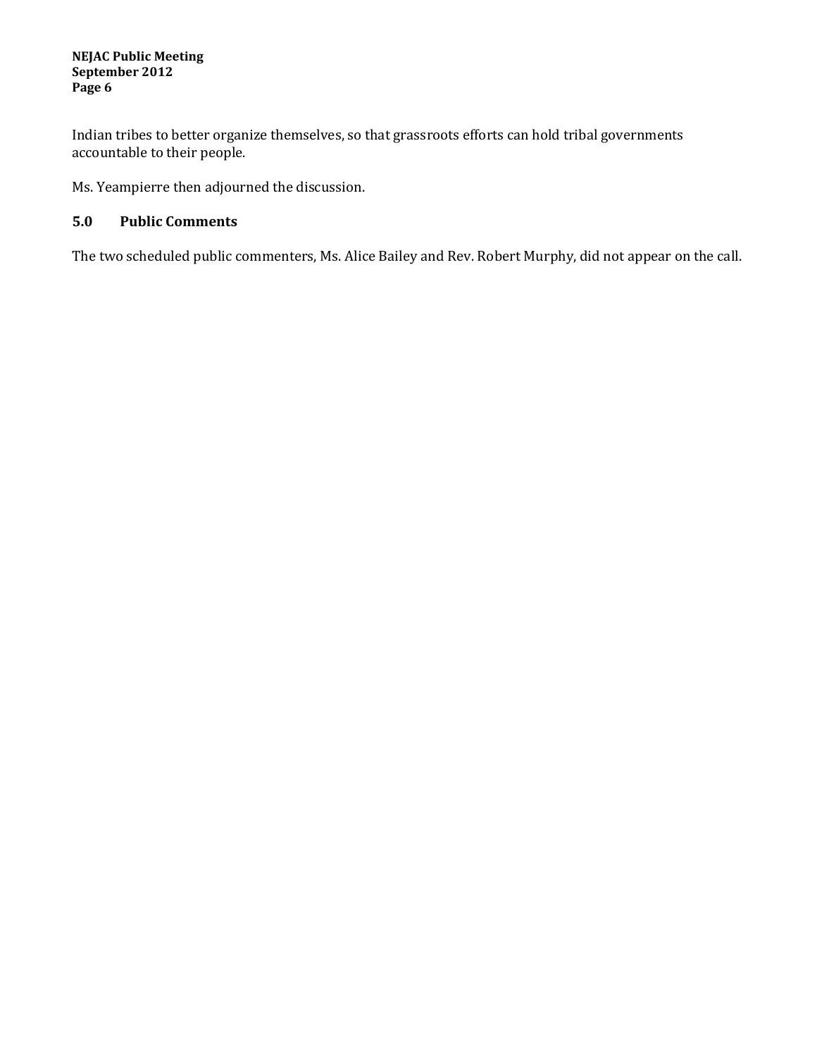Indian tribes to better organize themselves, so that grassroots efforts can hold tribal governments accountable to their people.

Ms. Yeampierre then adjourned the discussion.

## 5.0 Public Comments

The two scheduled public commenters, Ms. Alice Bailey and Rev. Robert Murphy, did not appear on the call.